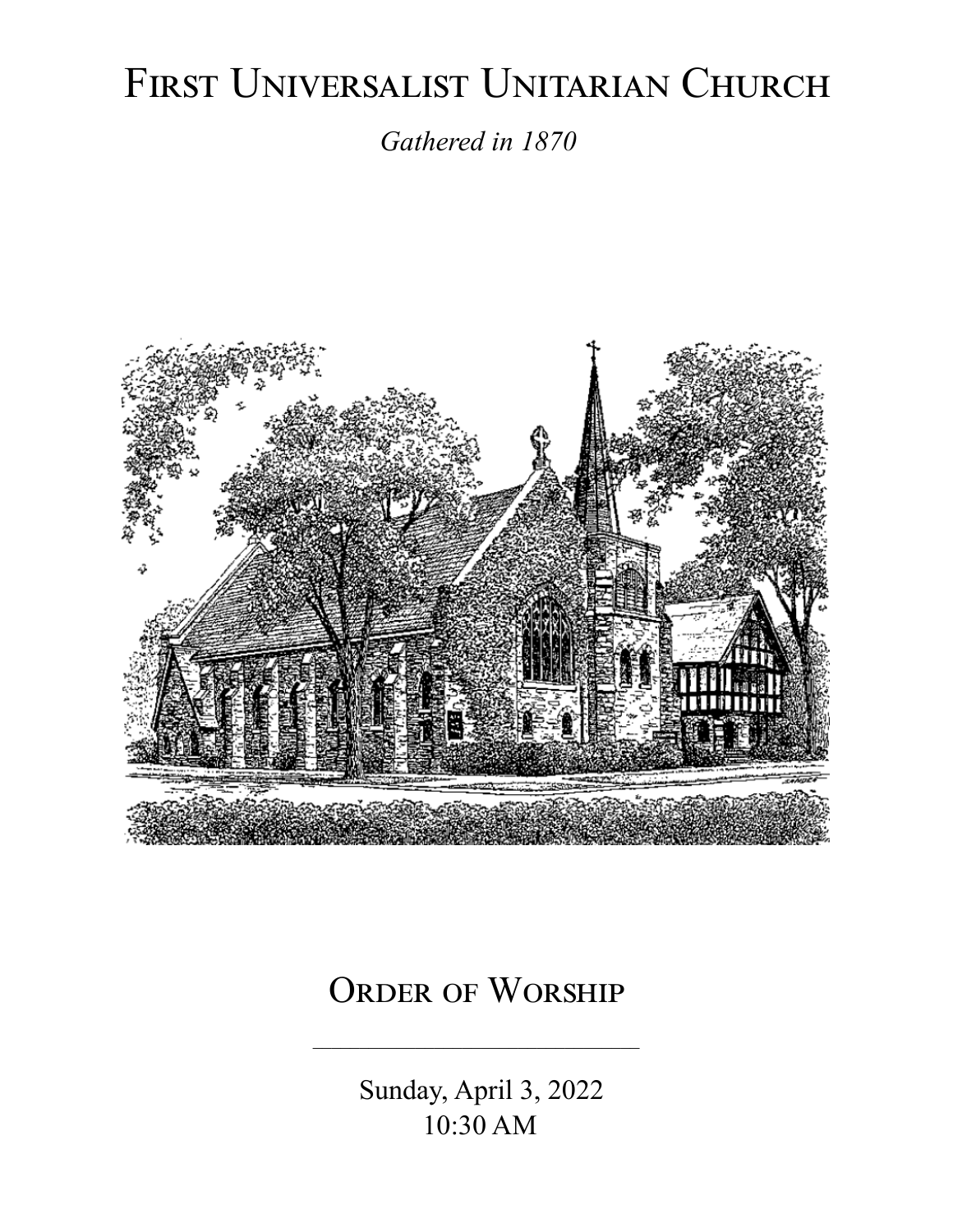# First Universalist Unitarian Church

*Gathered in 1870*

## Order of Worship

---

Sunday, April 3, 2022
10:30 AM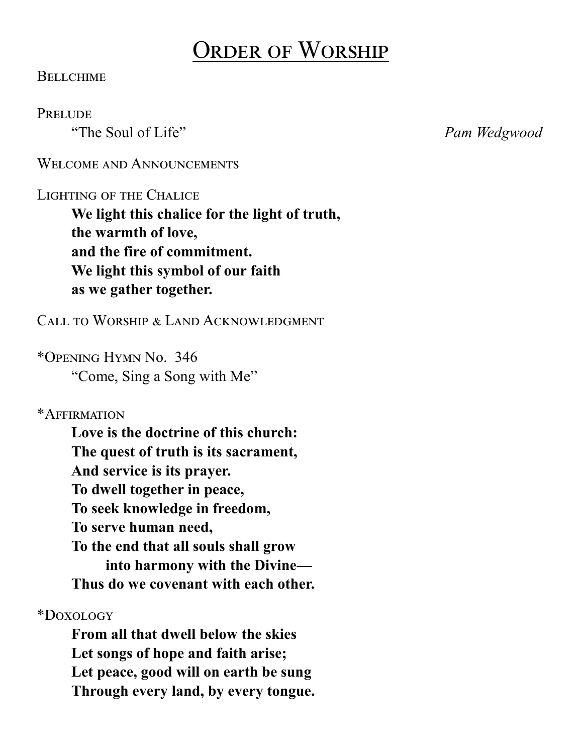# Order of Worship

Bellchime

Prelude

"The Soul of Life" *Pam Wedgwood*

Welcome and Announcements

Lighting of the Chalice

**We light this chalice for the light of truth,**
**the warmth of love,**
**and the fire of commitment.**
**We light this symbol of our faith**
**as we gather together.**

Call to Worship & Land Acknowledgment

*Opening Hymn No. 346

"Come, Sing a Song with Me"

*Affirmation

**Love is the doctrine of this church:**
**The quest of truth is its sacrament,**
**And service is its prayer.**
**To dwell together in peace,**
**To seek knowledge in freedom,**
**To serve human need,**
**To the end that all souls shall grow**
**into harmony with the Divine—**
**Thus do we covenant with each other.**

*Doxology

**From all that dwell below the skies**
**Let songs of hope and faith arise;**
**Let peace, good will on earth be sung**
**Through every land, by every tongue.**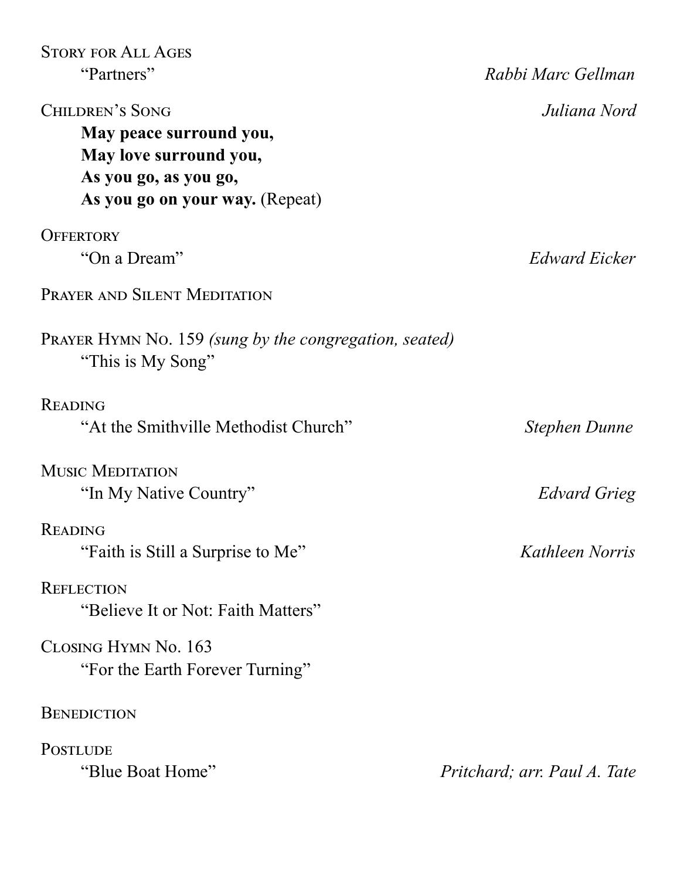Story for All Ages

"Partners" — *Rabbi Marc Gellman*

Children's Song — *Juliana Nord*

**May peace surround you,**
**May love surround you,**
**As you go, as you go,**
**As you go on your way.** (Repeat)

Offertory

"On a Dream" — *Edward Eicker*

Prayer and Silent Meditation

Prayer Hymn No. 159 *(sung by the congregation, seated)*

"This is My Song"

Reading

"At the Smithville Methodist Church" — *Stephen Dunne*

Music Meditation

"In My Native Country" — *Edvard Grieg*

Reading

"Faith is Still a Surprise to Me" — *Kathleen Norris*

Reflection

"Believe It or Not: Faith Matters"

Closing Hymn No. 163

"For the Earth Forever Turning"

Benediction

Postlude

"Blue Boat Home" — *Pritchard; arr. Paul A. Tate*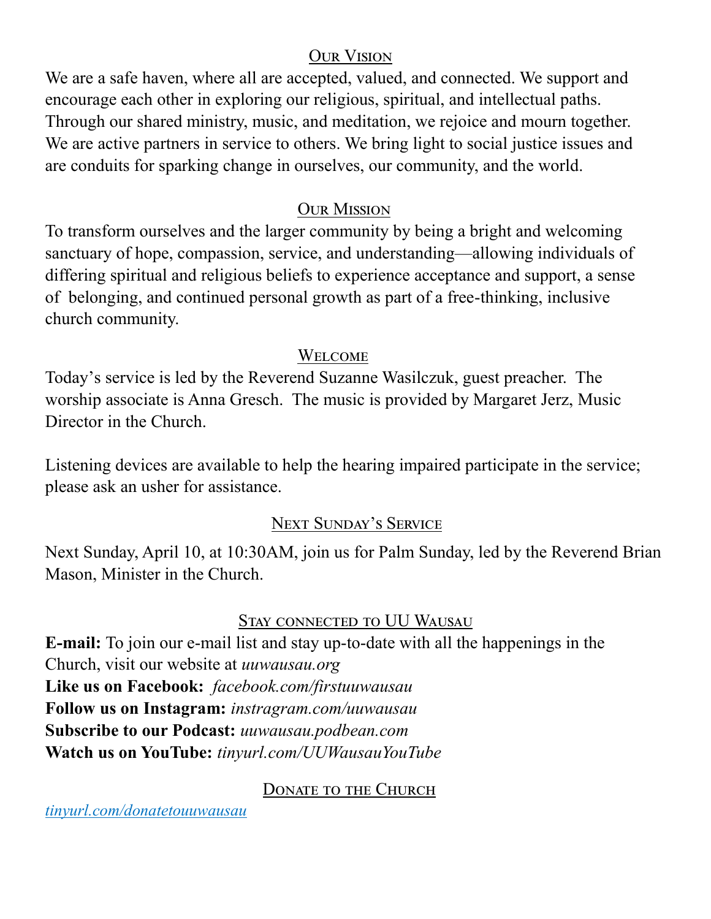## Our Vision

We are a safe haven, where all are accepted, valued, and connected. We support and encourage each other in exploring our religious, spiritual, and intellectual paths. Through our shared ministry, music, and meditation, we rejoice and mourn together. We are active partners in service to others. We bring light to social justice issues and are conduits for sparking change in ourselves, our community, and the world.

## Our Mission

To transform ourselves and the larger community by being a bright and welcoming sanctuary of hope, compassion, service, and understanding—allowing individuals of differing spiritual and religious beliefs to experience acceptance and support, a sense of belonging, and continued personal growth as part of a free-thinking, inclusive church community.

## Welcome

Today's service is led by the Reverend Suzanne Wasilczuk, guest preacher. The worship associate is Anna Gresch. The music is provided by Margaret Jerz, Music Director in the Church.

Listening devices are available to help the hearing impaired participate in the service; please ask an usher for assistance.

## Next Sunday's Service

Next Sunday, April 10, at 10:30AM, join us for Palm Sunday, led by the Reverend Brian Mason, Minister in the Church.

## Stay connected to UU Wausau

**E-mail:** To join our e-mail list and stay up-to-date with all the happenings in the Church, visit our website at *uuwausau.org*
**Like us on Facebook:** *facebook.com/firstuuwausau*
**Follow us on Instagram:** *instragram.com/uuwausau*
**Subscribe to our Podcast:** *uuwausau.podbean.com*
**Watch us on YouTube:** *tinyurl.com/UUWausauYouTube*

## Donate to the Church

*tinyurl.com/donatetouuwausau*